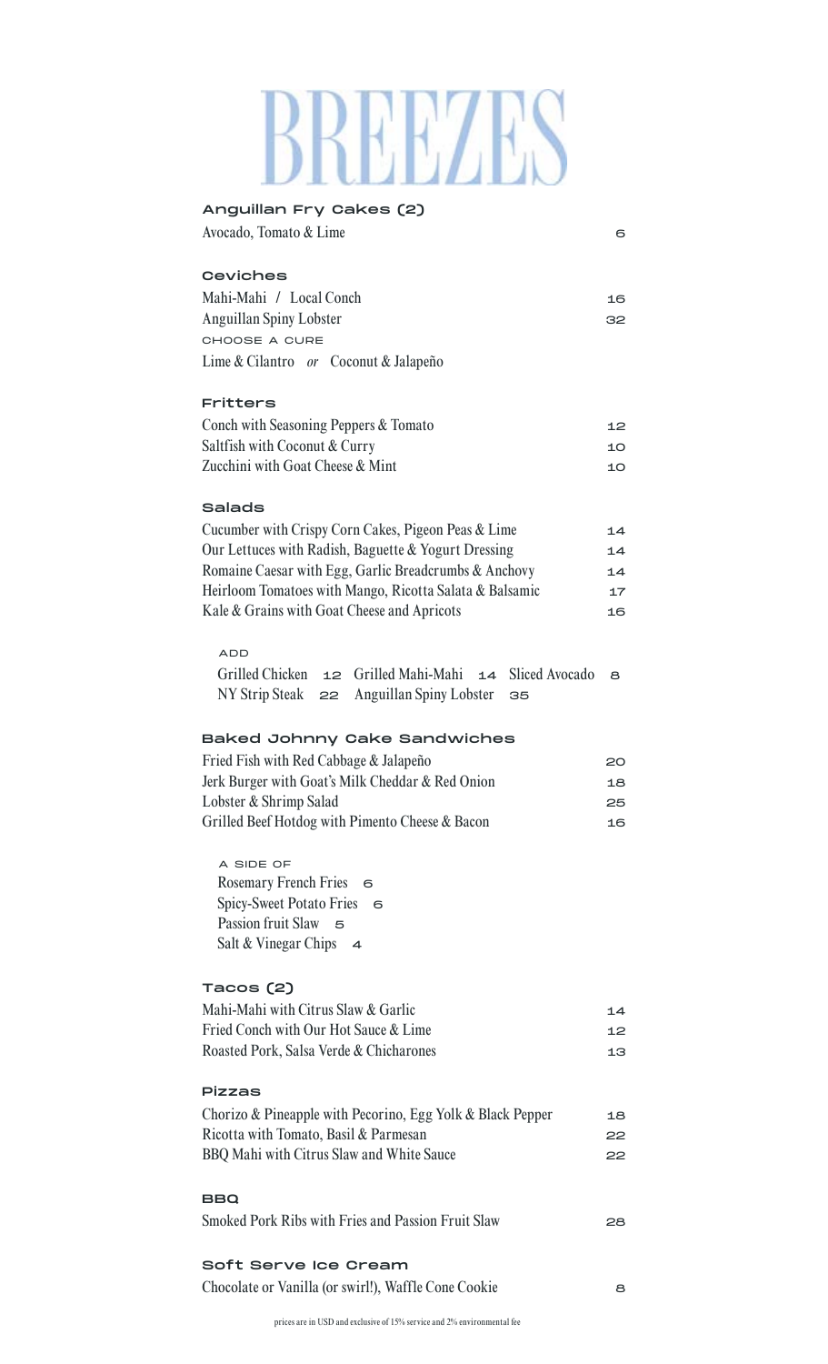# BREEZES

## Anguillan Fry Cakes (2)

Avocado, Tomato & Lime 6

## Ceviches

Mahi-Mahi / Local Conch 16
Anguillan Spiny Lobster 32

CHOOSE A CURE
Lime & Cilantro *or* Coconut & Jalapeño

## Fritters

Conch with Seasoning Peppers & Tomato 12
Saltfish with Coconut & Curry 10
Zucchini with Goat Cheese & Mint 10

## Salads

Cucumber with Crispy Corn Cakes, Pigeon Peas & Lime 14
Our Lettuces with Radish, Baguette & Yogurt Dressing 14
Romaine Caesar with Egg, Garlic Breadcrumbs & Anchovy 14
Heirloom Tomatoes with Mango, Ricotta Salata & Balsamic 17
Kale & Grains with Goat Cheese and Apricots 16

ADD
Grilled Chicken 12 Grilled Mahi-Mahi 14 Sliced Avocado 8
NY Strip Steak 22 Anguillan Spiny Lobster 35

## Baked Johnny Cake Sandwiches

Fried Fish with Red Cabbage & Jalapeño 20
Jerk Burger with Goat's Milk Cheddar & Red Onion 18
Lobster & Shrimp Salad 25
Grilled Beef Hotdog with Pimento Cheese & Bacon 16

A SIDE OF
Rosemary French Fries 6
Spicy-Sweet Potato Fries 6
Passion fruit Slaw 5
Salt & Vinegar Chips 4

## Tacos (2)

Mahi-Mahi with Citrus Slaw & Garlic 14
Fried Conch with Our Hot Sauce & Lime 12
Roasted Pork, Salsa Verde & Chicharones 13

## Pizzas

Chorizo & Pineapple with Pecorino, Egg Yolk & Black Pepper 18
Ricotta with Tomato, Basil & Parmesan 22
BBQ Mahi with Citrus Slaw and White Sauce 22

## BBQ

Smoked Pork Ribs with Fries and Passion Fruit Slaw 28

## Soft Serve Ice Cream

Chocolate or Vanilla (or swirl!), Waffle Cone Cookie 8

prices are in USD and exclusive of 15% service and 2% environmental fee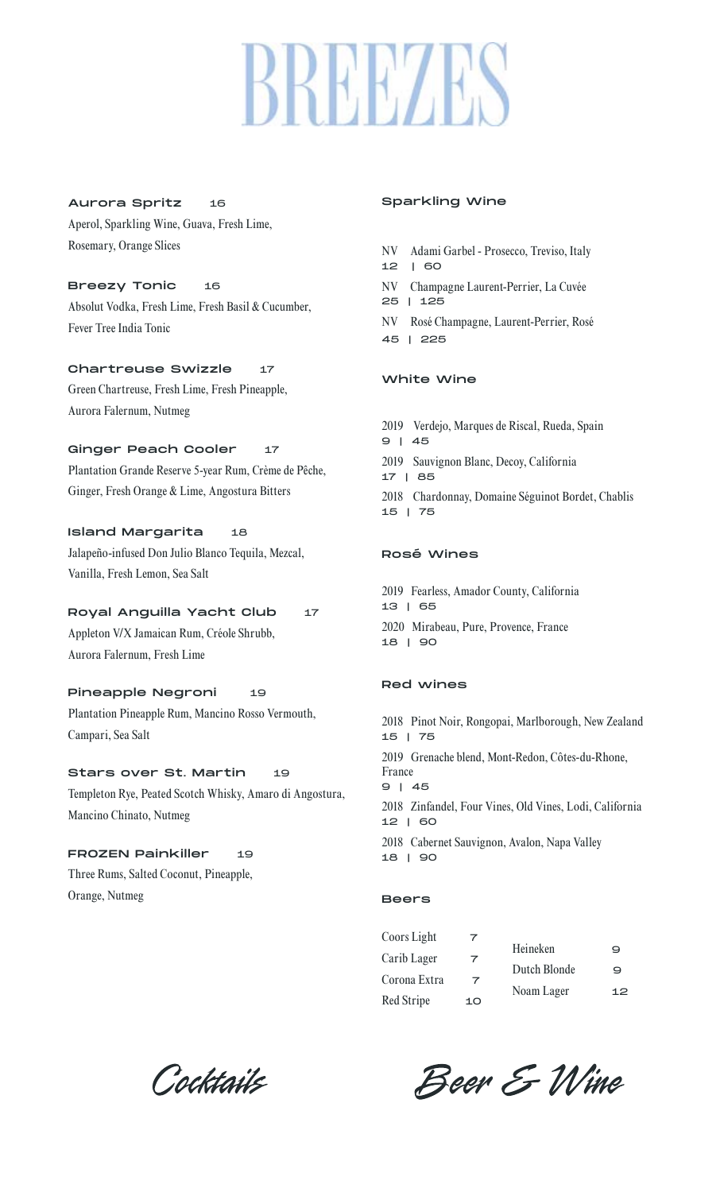# BREEZES

## Cocktails

**Aurora Spritz** 16
Aperol, Sparkling Wine, Guava, Fresh Lime, Rosemary, Orange Slices

**Breezy Tonic** 16
Absolut Vodka, Fresh Lime, Fresh Basil & Cucumber, Fever Tree India Tonic

**Chartreuse Swizzle** 17
Green Chartreuse, Fresh Lime, Fresh Pineapple, Aurora Falernum, Nutmeg

**Ginger Peach Cooler** 17
Plantation Grande Reserve 5-year Rum, Crème de Pêche, Ginger, Fresh Orange & Lime, Angostura Bitters

**Island Margarita** 18
Jalapeño-infused Don Julio Blanco Tequila, Mezcal, Vanilla, Fresh Lemon, Sea Salt

**Royal Anguilla Yacht Club** 17
Appleton V/X Jamaican Rum, Créole Shrubb, Aurora Falernum, Fresh Lime

**Pineapple Negroni** 19
Plantation Pineapple Rum, Mancino Rosso Vermouth, Campari, Sea Salt

**Stars over St. Martin** 19
Templeton Rye, Peated Scotch Whisky, Amaro di Angostura, Mancino Chinato, Nutmeg

**FROZEN Painkiller** 19
Three Rums, Salted Coconut, Pineapple, Orange, Nutmeg

## Beer & Wine

### Sparkling Wine

NV Adami Garbel - Prosecco, Treviso, Italy
12 | 60

NV Champagne Laurent-Perrier, La Cuvée
25 | 125

NV Rosé Champagne, Laurent-Perrier, Rosé
45 | 225

### White Wine

2019 Verdejo, Marques de Riscal, Rueda, Spain
9 | 45

2019 Sauvignon Blanc, Decoy, California
17 | 85

2018 Chardonnay, Domaine Séguinot Bordet, Chablis
15 | 75

### Rosé Wines

2019 Fearless, Amador County, California
13 | 65

2020 Mirabeau, Pure, Provence, France
18 | 90

### Red wines

2018 Pinot Noir, Rongopai, Marlborough, New Zealand
15 | 75

2019 Grenache blend, Mont-Redon, Côtes-du-Rhone, France
9 | 45

2018 Zinfandel, Four Vines, Old Vines, Lodi, California
12 | 60

2018 Cabernet Sauvignon, Avalon, Napa Valley
18 | 90

### Beers

Coors Light 7
Carib Lager 7
Corona Extra 7
Red Stripe 10
Heineken 9
Dutch Blonde 9
Noam Lager 12